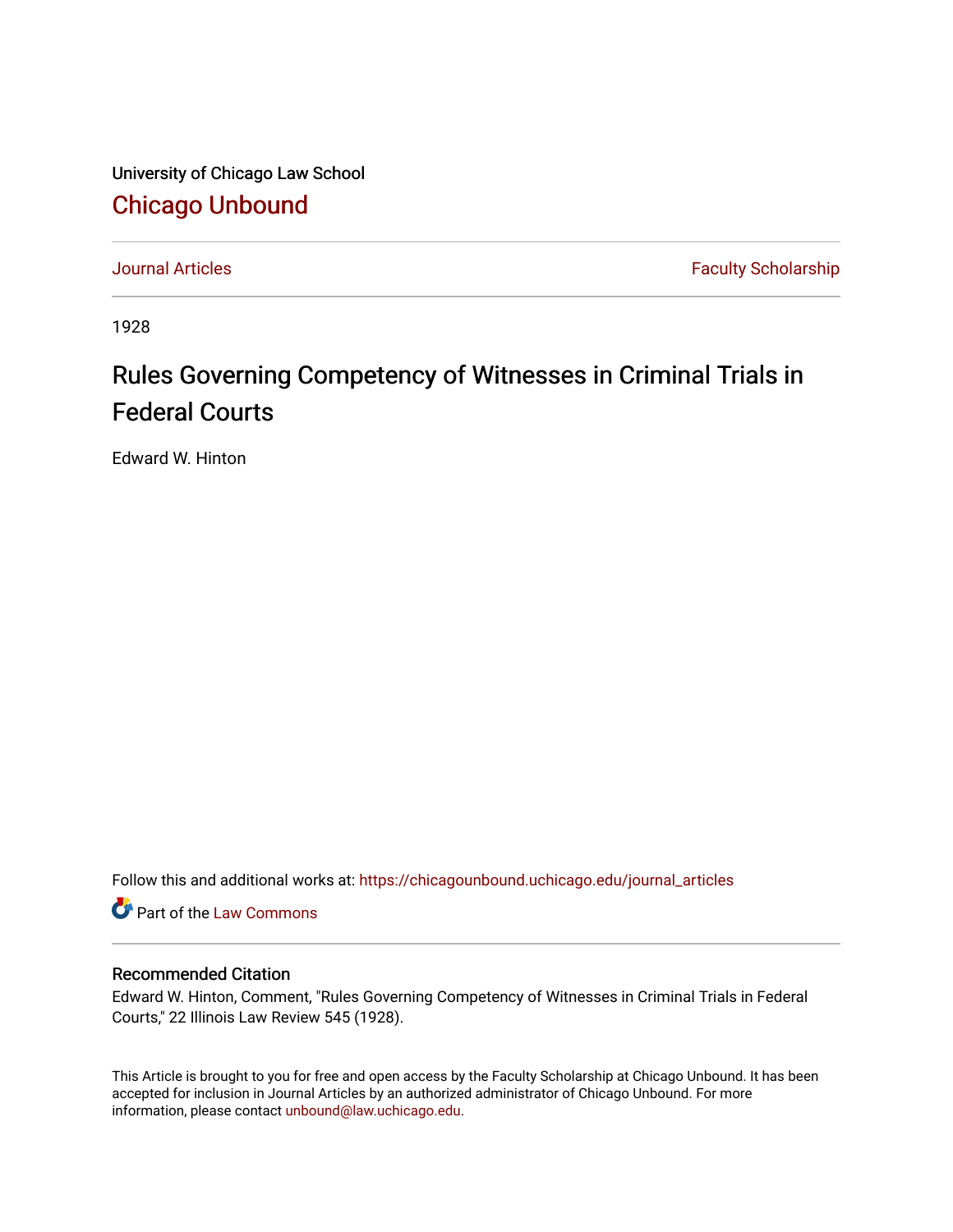University of Chicago Law School

Chicago Unbound

Journal Articles | Faculty Scholarship

1928

# Rules Governing Competency of Witnesses in Criminal Trials in Federal Courts

Edward W. Hinton

Follow this and additional works at: https://chicagounbound.uchicago.edu/journal_articles

Part of the Law Commons

### Recommended Citation

Edward W. Hinton, Comment, "Rules Governing Competency of Witnesses in Criminal Trials in Federal Courts," 22 Illinois Law Review 545 (1928).

This Article is brought to you for free and open access by the Faculty Scholarship at Chicago Unbound. It has been accepted for inclusion in Journal Articles by an authorized administrator of Chicago Unbound. For more information, please contact unbound@law.uchicago.edu.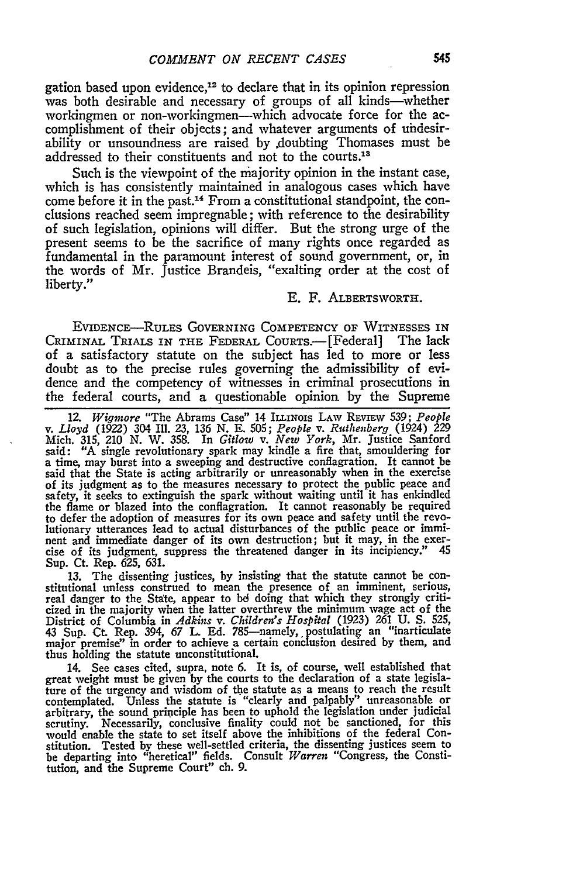gation based upon evidence,[12] to declare that in its opinion repression was both desirable and necessary of groups of all kinds—whether workingmen or non-workingmen—which advocate force for the accomplishment of their objects; and whatever arguments of undesirability or unsoundness are raised by doubting Thomases must be addressed to their constituents and not to the courts.[13]

Such is the viewpoint of the majority opinion in the instant case, which is has consistently maintained in analogous cases which have come before it in the past.[14] From a constitutional standpoint, the conclusions reached seem impregnable; with reference to the desirability of such legislation, opinions will differ. But the strong urge of the present seems to be the sacrifice of many rights once regarded as fundamental in the paramount interest of sound government, or, in the words of Mr. Justice Brandeis, "exalting order at the cost of liberty."

E. F. ALBERTSWORTH.

EVIDENCE—RULES GOVERNING COMPETENCY OF WITNESSES IN CRIMINAL TRIALS IN THE FEDERAL COURTS.—[Federal] The lack of a satisfactory statute on the subject has led to more or less doubt as to the precise rules governing the admissibility of evidence and the competency of witnesses in criminal prosecutions in the federal courts, and a questionable opinion by the Supreme

---

12. *Wigmore* "The Abrams Case" 14 ILLINOIS LAW REVIEW 539; *People v. Lloyd* (1922) 304 Ill. 23, 136 N. E. 505; *People* v. *Ruthenberg* (1924) 229 Mich. 315, 210 N. W. 358. In *Gitlow* v. *New York*, Mr. Justice Sanford said: "A single revolutionary spark may kindle a fire that, smouldering for a time, may burst into a sweeping and destructive conflagration. It cannot be said that the State is acting arbitrarily or unreasonably when in the exercise of its judgment as to the measures necessary to protect the public peace and safety, it seeks to extinguish the spark without waiting until it has enkindled the flame or blazed into the conflagration. It cannot reasonably be required to defer the adoption of measures for its own peace and safety until the revolutionary utterances lead to actual disturbances of the public peace or imminent and immediate danger of its own destruction; but it may, in the exercise of its judgment, suppress the threatened danger in its incipiency." 45 Sup. Ct. Rep. 625, 631.

13. The dissenting justices, by insisting that the statute cannot be constitutional unless construed to mean the presence of an imminent, serious, real danger to the State, appear to be doing that which they strongly criticized in the majority when the latter overthrew the minimum wage act of the District of Columbia in *Adkins* v. *Children's Hospital* (1923) 261 U. S. 525, 43 Sup. Ct. Rep. 394, 67 L. Ed. 785—namely, postulating an "inarticulate major premise" in order to achieve a certain conclusion desired by them, and thus holding the statute unconstitutional.

14. See cases cited, supra, note 6. It is, of course, well established that great weight must be given by the courts to the declaration of a state legislature of the urgency and wisdom of the statute as a means to reach the result contemplated. Unless the statute is "clearly and palpably" unreasonable or arbitrary, the sound principle has been to uphold the legislation under judicial scrutiny. Necessarily, conclusive finality could not be sanctioned, for this would enable the state to set itself above the inhibitions of the federal Constitution. Tested by these well-settled criteria, the dissenting justices seem to be departing into "heretical" fields. Consult *Warren* "Congress, the Constitution, and the Supreme Court" ch. 9.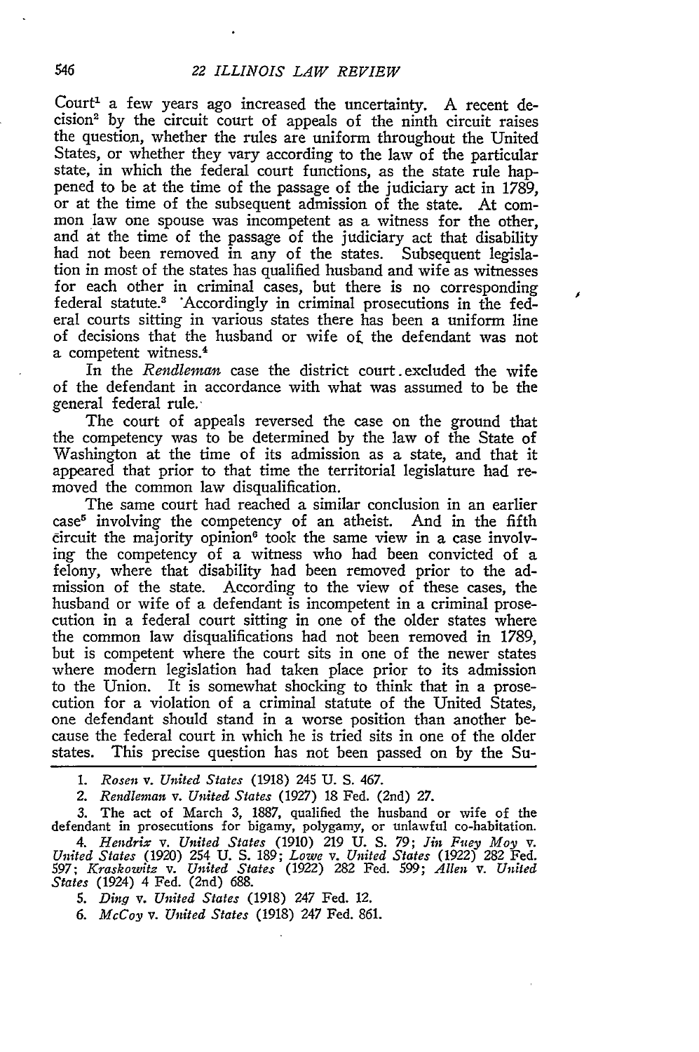Court[1] a few years ago increased the uncertainty. A recent decision[2] by the circuit court of appeals of the ninth circuit raises the question, whether the rules are uniform throughout the United States, or whether they vary according to the law of the particular state, in which the federal court functions, as the state rule happened to be at the time of the passage of the judiciary act in 1789, or at the time of the subsequent admission of the state. At common law one spouse was incompetent as a witness for the other, and at the time of the passage of the judiciary act that disability had not been removed in any of the states. Subsequent legislation in most of the states has qualified husband and wife as witnesses for each other in criminal cases, but there is no corresponding federal statute.[3] Accordingly in criminal prosecutions in the federal courts sitting in various states there has been a uniform line of decisions that the husband or wife of the defendant was not a competent witness.[4]

In the *Rendleman* case the district court excluded the wife of the defendant in accordance with what was assumed to be the general federal rule.

The court of appeals reversed the case on the ground that the competency was to be determined by the law of the State of Washington at the time of its admission as a state, and that it appeared that prior to that time the territorial legislature had removed the common law disqualification.

The same court had reached a similar conclusion in an earlier case[5] involving the competency of an atheist. And in the fifth circuit the majority opinion[6] took the same view in a case involving the competency of a witness who had been convicted of a felony, where that disability had been removed prior to the admission of the state. According to the view of these cases, the husband or wife of a defendant is incompetent in a criminal prosecution in a federal court sitting in one of the older states where the common law disqualifications had not been removed in 1789, but is competent where the court sits in one of the newer states where modern legislation had taken place prior to its admission to the Union. It is somewhat shocking to think that in a prosecution for a violation of a criminal statute of the United States, one defendant should stand in a worse position than another because the federal court in which he is tried sits in one of the older states. This precise question has not been passed on by the Su-

---

1. *Rosen* v. *United States* (1918) 245 U. S. 467.

2. *Rendleman* v. *United States* (1927) 18 Fed. (2nd) 27.

3. The act of March 3, 1887, qualified the husband or wife of the defendant in prosecutions for bigamy, polygamy, or unlawful co-habitation.

4. *Hendrix* v. *United States* (1910) 219 U. S. 79; *Jin Fuey Moy* v. *United States* (1920) 254 U. S. 189; *Lowe* v. *United States* (1922) 282 Fed. 597; *Kraskowitz* v. *United States* (1922) 282 Fed. 599; *Allen* v. *United States* (1924) 4 Fed. (2nd) 688.

5. *Ding* v. *United States* (1918) 247 Fed. 12.

6. *McCoy* v. *United States* (1918) 247 Fed. 861.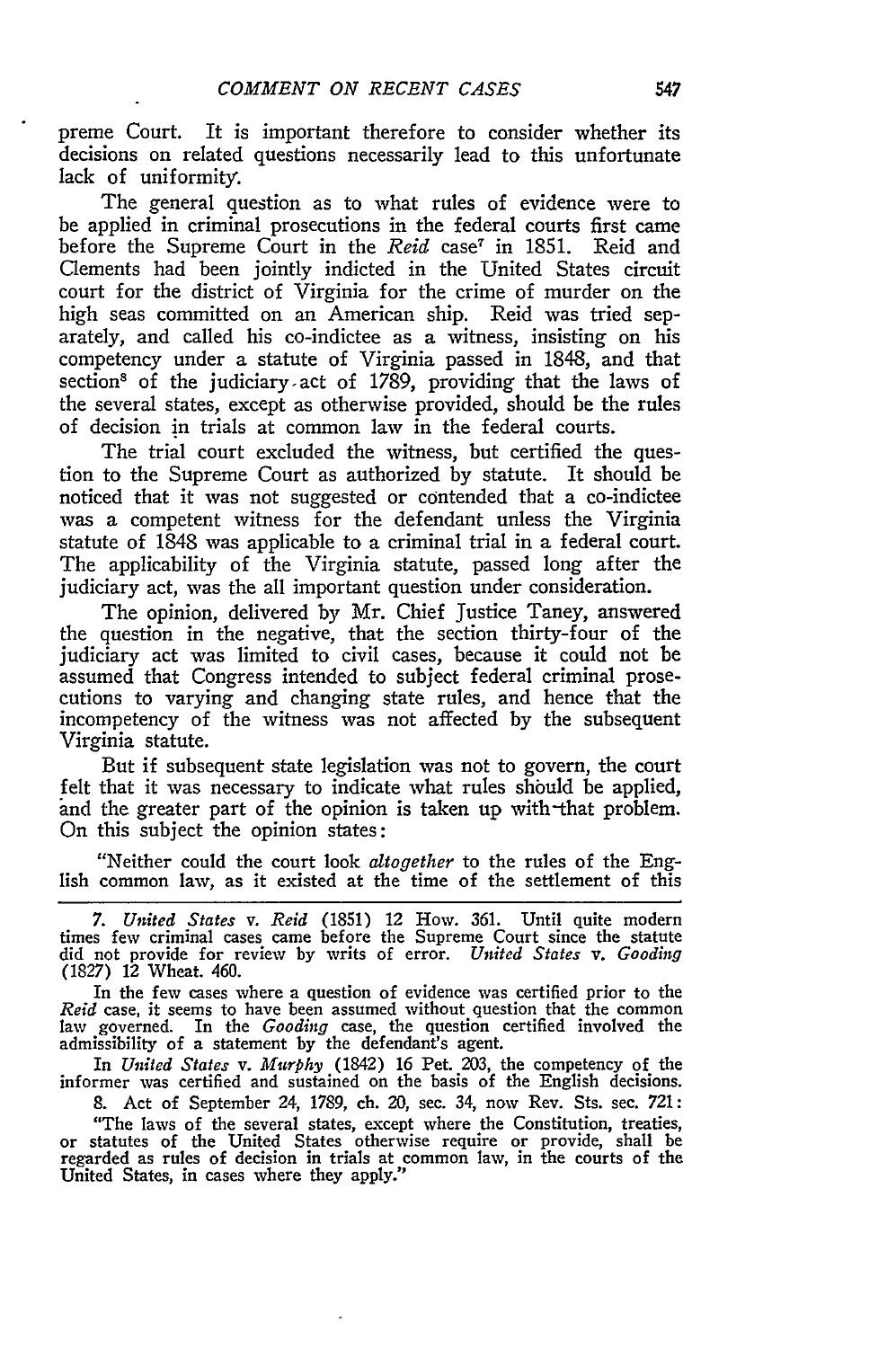preme Court. It is important therefore to consider whether its decisions on related questions necessarily lead to this unfortunate lack of uniformity.

The general question as to what rules of evidence were to be applied in criminal prosecutions in the federal courts first came before the Supreme Court in the *Reid* case[7] in 1851. Reid and Clements had been jointly indicted in the United States circuit court for the district of Virginia for the crime of murder on the high seas committed on an American ship. Reid was tried separately, and called his co-indictee as a witness, insisting on his competency under a statute of Virginia passed in 1848, and that section[8] of the judiciary act of 1789, providing that the laws of the several states, except as otherwise provided, should be the rules of decision in trials at common law in the federal courts.

The trial court excluded the witness, but certified the question to the Supreme Court as authorized by statute. It should be noticed that it was not suggested or contended that a co-indictee was a competent witness for the defendant unless the Virginia statute of 1848 was applicable to a criminal trial in a federal court. The applicability of the Virginia statute, passed long after the judiciary act, was the all important question under consideration.

The opinion, delivered by Mr. Chief Justice Taney, answered the question in the negative, that the section thirty-four of the judiciary act was limited to civil cases, because it could not be assumed that Congress intended to subject federal criminal prosecutions to varying and changing state rules, and hence that the incompetency of the witness was not affected by the subsequent Virginia statute.

But if subsequent state legislation was not to govern, the court felt that it was necessary to indicate what rules should be applied, and the greater part of the opinion is taken up with that problem. On this subject the opinion states:

"Neither could the court look *altogether* to the rules of the English common law, as it existed at the time of the settlement of this

---

7. *United States* v. *Reid* (1851) 12 How. 361. Until quite modern times few criminal cases came before the Supreme Court since the statute did not provide for review by writs of error. *United States* v. *Gooding* (1827) 12 Wheat. 460.

In the few cases where a question of evidence was certified prior to the *Reid* case, it seems to have been assumed without question that the common law governed. In the *Gooding* case, the question certified involved the admissibility of a statement by the defendant's agent.

In *United States* v. *Murphy* (1842) 16 Pet. 203, the competency of the informer was certified and sustained on the basis of the English decisions.

8. Act of September 24, 1789, ch. 20, sec. 34, now Rev. Sts. sec. 721:

"The laws of the several states, except where the Constitution, treaties, or statutes of the United States otherwise require or provide, shall be regarded as rules of decision in trials at common law, in the courts of the United States, in cases where they apply."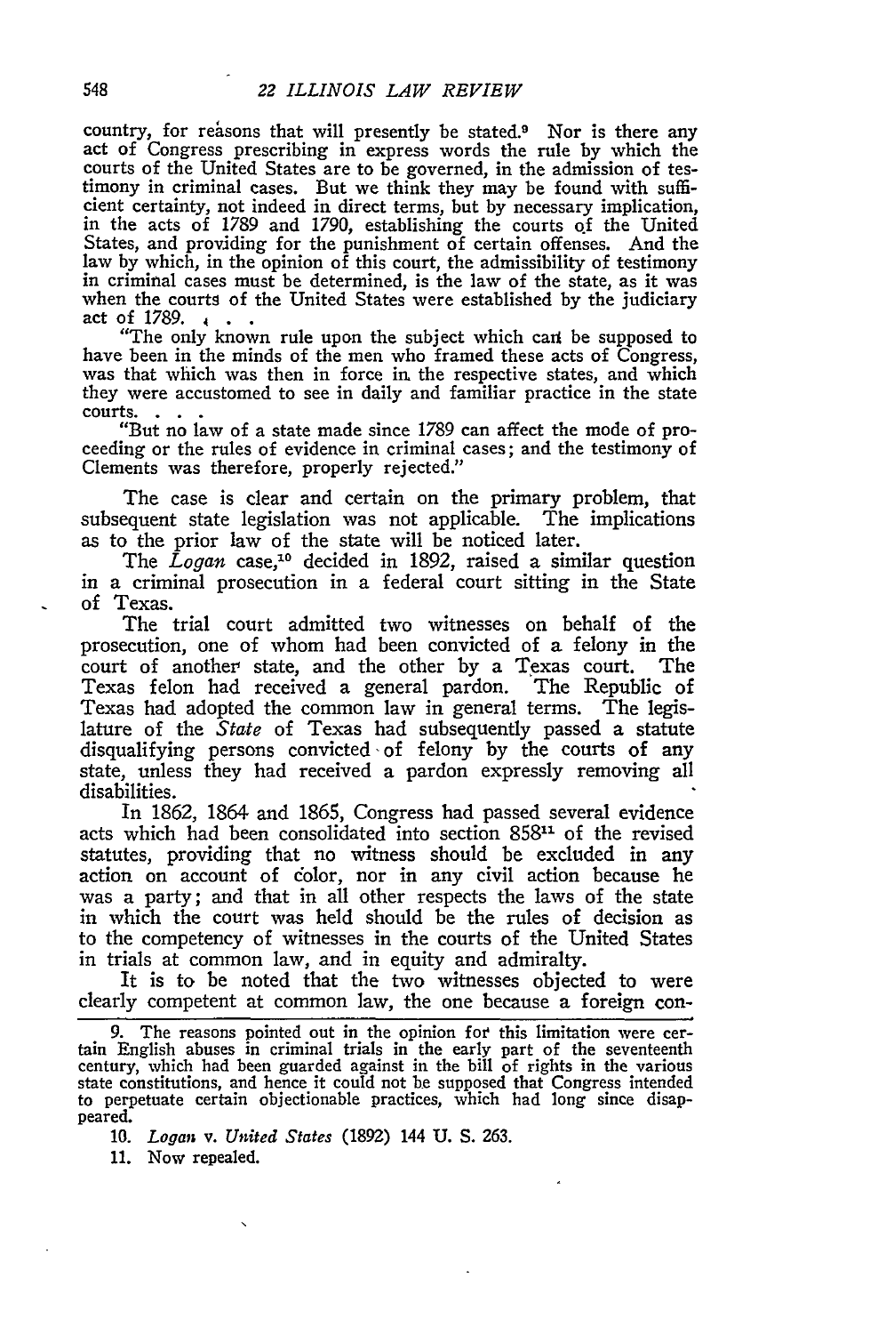country, for reasons that will presently be stated.[9] Nor is there any act of Congress prescribing in express words the rule by which the courts of the United States are to be governed, in the admission of testimony in criminal cases. But we think they may be found with sufficient certainty, not indeed in direct terms, but by necessary implication, in the acts of 1789 and 1790, establishing the courts of the United States, and providing for the punishment of certain offenses. And the law by which, in the opinion of this court, the admissibility of testimony in criminal cases must be determined, is the law of the state, as it was when the courts of the United States were established by the judiciary act of 1789. . . .

"The only known rule upon the subject which can be supposed to have been in the minds of the men who framed these acts of Congress, was that which was then in force in the respective states, and which they were accustomed to see in daily and familiar practice in the state courts. . . .

"But no law of a state made since 1789 can affect the mode of proceeding or the rules of evidence in criminal cases; and the testimony of Clements was therefore, properly rejected."

The case is clear and certain on the primary problem, that subsequent state legislation was not applicable. The implications as to the prior law of the state will be noticed later.

The *Logan* case,[10] decided in 1892, raised a similar question in a criminal prosecution in a federal court sitting in the State of Texas.

The trial court admitted two witnesses on behalf of the prosecution, one of whom had been convicted of a felony in the court of another state, and the other by a Texas court. The Texas felon had received a general pardon. The Republic of Texas had adopted the common law in general terms. The legislature of the *State* of Texas had subsequently passed a statute disqualifying persons convicted of felony by the courts of any state, unless they had received a pardon expressly removing all disabilities.

In 1862, 1864 and 1865, Congress had passed several evidence acts which had been consolidated into section 858[11] of the revised statutes, providing that no witness should be excluded in any action on account of color, nor in any civil action because he was a party; and that in all other respects the laws of the state in which the court was held should be the rules of decision as to the competency of witnesses in the courts of the United States in trials at common law, and in equity and admiralty.

It is to be noted that the two witnesses objected to were clearly competent at common law, the one because a foreign con-

---

9. The reasons pointed out in the opinion for this limitation were certain English abuses in criminal trials in the early part of the seventeenth century, which had been guarded against in the bill of rights in the various state constitutions, and hence it could not be supposed that Congress intended to perpetuate certain objectionable practices, which had long since disappeared.

10. *Logan* v. *United States* (1892) 144 U. S. 263.

11. Now repealed.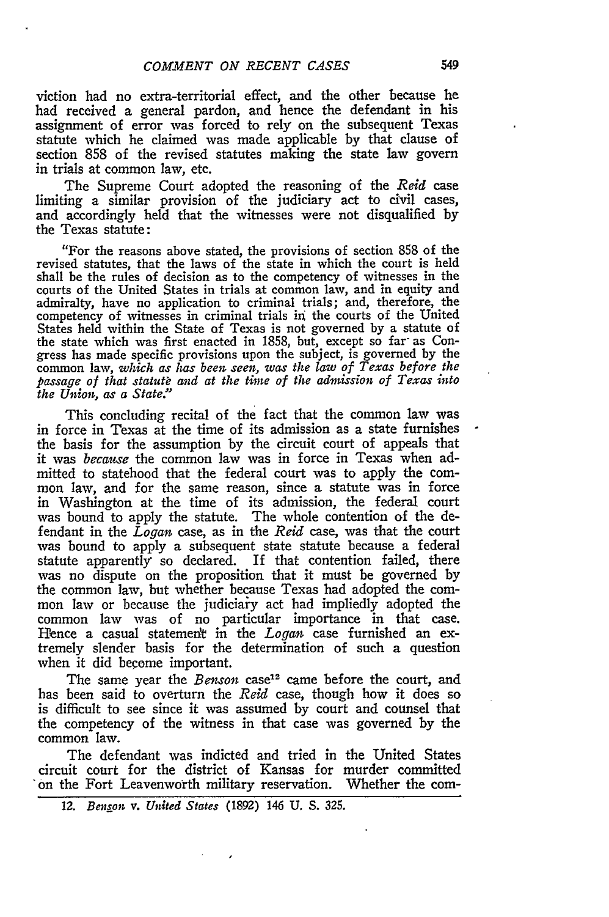viction had no extra-territorial effect, and the other because he had received a general pardon, and hence the defendant in his assignment of error was forced to rely on the subsequent Texas statute which he claimed was made applicable by that clause of section 858 of the revised statutes making the state law govern in trials at common law, etc.

The Supreme Court adopted the reasoning of the *Reid* case limiting a similar provision of the judiciary act to civil cases, and accordingly held that the witnesses were not disqualified by the Texas statute:

> "For the reasons above stated, the provisions of section 858 of the revised statutes, that the laws of the state in which the court is held shall be the rules of decision as to the competency of witnesses in the courts of the United States in trials at common law, and in equity and admiralty, have no application to criminal trials; and, therefore, the competency of witnesses in criminal trials in the courts of the United States held within the State of Texas is not governed by a statute of the state which was first enacted in 1858, but, except so far as Congress has made specific provisions upon the subject, is governed by the common law, *which as has been seen, was the law of Texas before the passage of that statute and at the time of the admission of Texas into the Union, as a State.*"

This concluding recital of the fact that the common law was in force in Texas at the time of its admission as a state furnishes the basis for the assumption by the circuit court of appeals that it was *because* the common law was in force in Texas when admitted to statehood that the federal court was to apply the common law, and for the same reason, since a statute was in force in Washington at the time of its admission, the federal court was bound to apply the statute. The whole contention of the defendant in the *Logan* case, as in the *Reid* case, was that the court was bound to apply a subsequent state statute because a federal statute apparently so declared. If that contention failed, there was no dispute on the proposition that it must be governed by the common law, but whether because Texas had adopted the common law or because the judiciary act had impliedly adopted the common law was of no particular importance in that case. Hence a casual statement in the *Logan* case furnished an extremely slender basis for the determination of such a question when it did become important.

The same year the *Benson* case[12] came before the court, and has been said to overturn the *Reid* case, though how it does so is difficult to see since it was assumed by court and counsel that the competency of the witness in that case was governed by the common law.

The defendant was indicted and tried in the United States circuit court for the district of Kansas for murder committed on the Fort Leavenworth military reservation. Whether the com-

12. *Benson v. United States* (1892) 146 U. S. 325.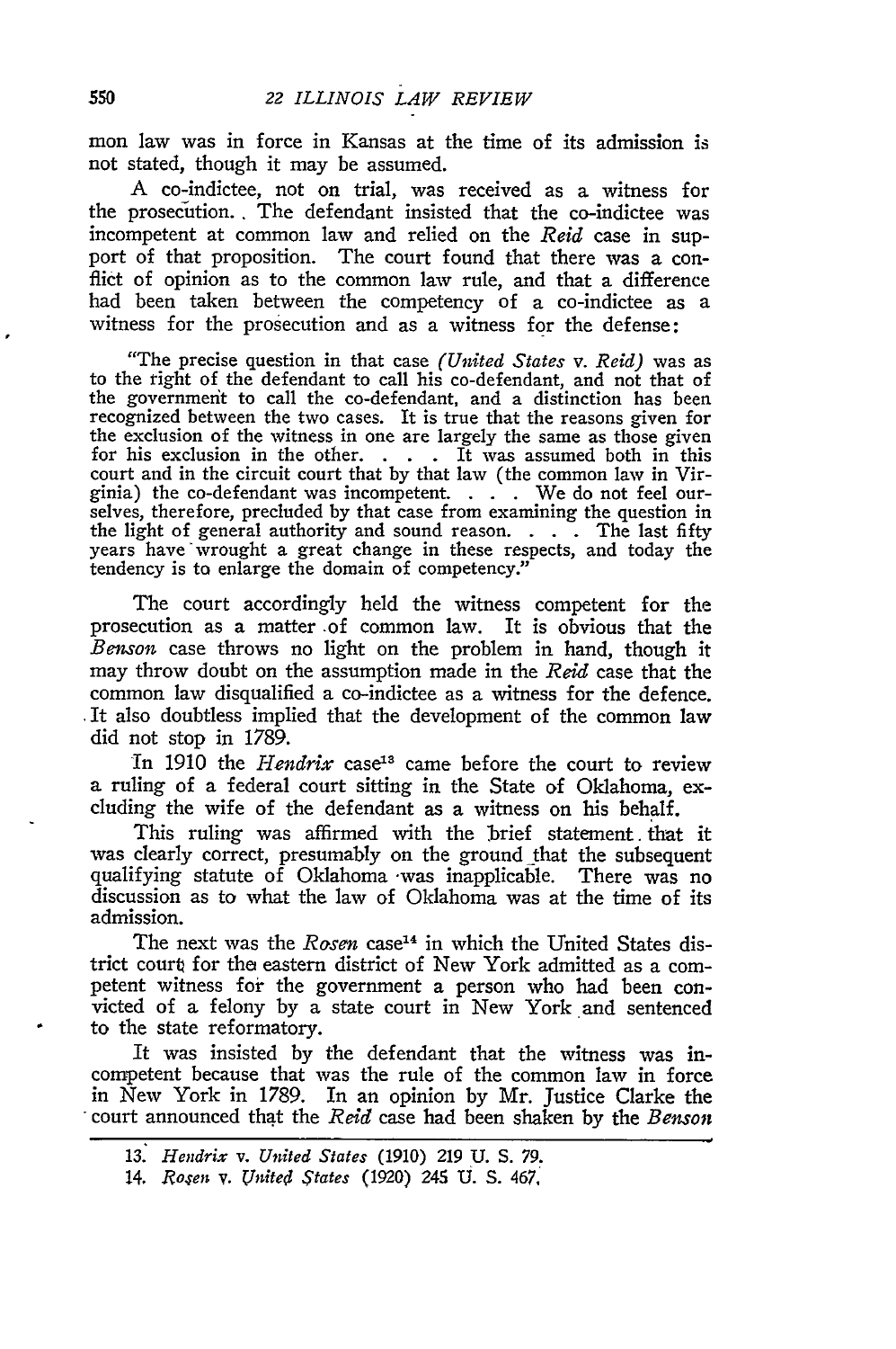mon law was in force in Kansas at the time of its admission is not stated, though it may be assumed.

A co-indictee, not on trial, was received as a witness for the prosecution. The defendant insisted that the co-indictee was incompetent at common law and relied on the *Reid* case in support of that proposition. The court found that there was a conflict of opinion as to the common law rule, and that a difference had been taken between the competency of a co-indictee as a witness for the prosecution and as a witness for the defense:

> "The precise question in that case *(United States* v. *Reid)* was as to the right of the defendant to call his co-defendant, and not that of the government to call the co-defendant, and a distinction has been recognized between the two cases. It is true that the reasons given for the exclusion of the witness in one are largely the same as those given for his exclusion in the other. . . . It was assumed both in this court and in the circuit court that by that law (the common law in Virginia) the co-defendant was incompetent. . . . We do not feel ourselves, therefore, precluded by that case from examining the question in the light of general authority and sound reason. . . . The last fifty years have wrought a great change in these respects, and today the tendency is to enlarge the domain of competency."

The court accordingly held the witness competent for the prosecution as a matter of common law. It is obvious that the *Benson* case throws no light on the problem in hand, though it may throw doubt on the assumption made in the *Reid* case that the common law disqualified a co-indictee as a witness for the defence. It also doubtless implied that the development of the common law did not stop in 1789.

In 1910 the *Hendrix* case[13] came before the court to review a ruling of a federal court sitting in the State of Oklahoma, excluding the wife of the defendant as a witness on his behalf.

This ruling was affirmed with the brief statement that it was clearly correct, presumably on the ground that the subsequent qualifying statute of Oklahoma was inapplicable. There was no discussion as to what the law of Oklahoma was at the time of its admission.

The next was the *Rosen* case[14] in which the United States district court for the eastern district of New York admitted as a competent witness for the government a person who had been convicted of a felony by a state court in New York and sentenced to the state reformatory.

It was insisted by the defendant that the witness was incompetent because that was the rule of the common law in force in New York in 1789. In an opinion by Mr. Justice Clarke the court announced that the *Reid* case had been shaken by the *Benson*

---

13. *Hendrix v. United States* (1910) 219 U. S. 79.

14. *Rosen v. United States* (1920) 245 U. S. 467.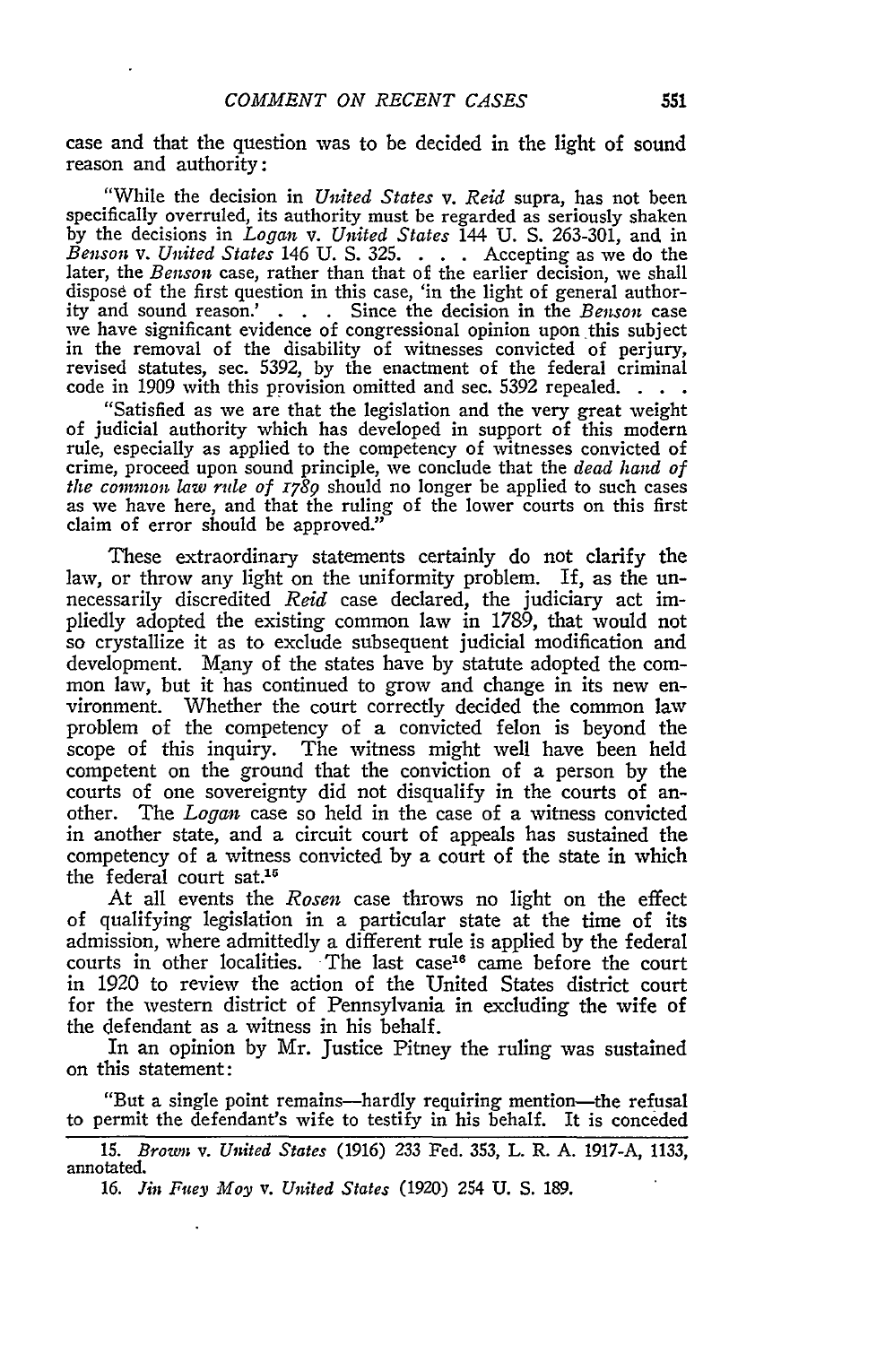case and that the question was to be decided in the light of sound reason and authority:

> "While the decision in *United States* v. *Reid* supra, has not been specifically overruled, its authority must be regarded as seriously shaken by the decisions in *Logan* v. *United States* 144 U. S. 263-301, and in *Benson* v. *United States* 146 U. S. 325. . . . Accepting as we do the later, the *Benson* case, rather than that of the earlier decision, we shall dispose of the first question in this case, 'in the light of general authority and sound reason.' . . . Since the decision in the *Benson* case we have significant evidence of congressional opinion upon this subject in the removal of the disability of witnesses convicted of perjury, revised statutes, sec. 5392, by the enactment of the federal criminal code in 1909 with this provision omitted and sec. 5392 repealed. . . .
>
> "Satisfied as we are that the legislation and the very great weight of judicial authority which has developed in support of this modern rule, especially as applied to the competency of witnesses convicted of crime, proceed upon sound principle, we conclude that the *dead hand of the common law rule of 1789* should no longer be applied to such cases as we have here, and that the ruling of the lower courts on this first claim of error should be approved."

These extraordinary statements certainly do not clarify the law, or throw any light on the uniformity problem. If, as the unnecessarily discredited *Reid* case declared, the judiciary act impliedly adopted the existing common law in 1789, that would not so crystallize it as to exclude subsequent judicial modification and development. Many of the states have by statute adopted the common law, but it has continued to grow and change in its new environment. Whether the court correctly decided the common law problem of the competency of a convicted felon is beyond the scope of this inquiry. The witness might well have been held competent on the ground that the conviction of a person by the courts of one sovereignty did not disqualify in the courts of another. The *Logan* case so held in the case of a witness convicted in another state, and a circuit court of appeals has sustained the competency of a witness convicted by a court of the state in which the federal court sat.[15]

At all events the *Rosen* case throws no light on the effect of qualifying legislation in a particular state at the time of its admission, where admittedly a different rule is applied by the federal courts in other localities. The last case[16] came before the court in 1920 to review the action of the United States district court for the western district of Pennsylvania in excluding the wife of the defendant as a witness in his behalf.

In an opinion by Mr. Justice Pitney the ruling was sustained on this statement:

> "But a single point remains—hardly requiring mention—the refusal to permit the defendant's wife to testify in his behalf. It is conceded

15. *Brown* v. *United States* (1916) 233 Fed. 353, L. R. A. 1917-A, 1133, annotated.

16. *Jin Fuey Moy* v. *United States* (1920) 254 U. S. 189.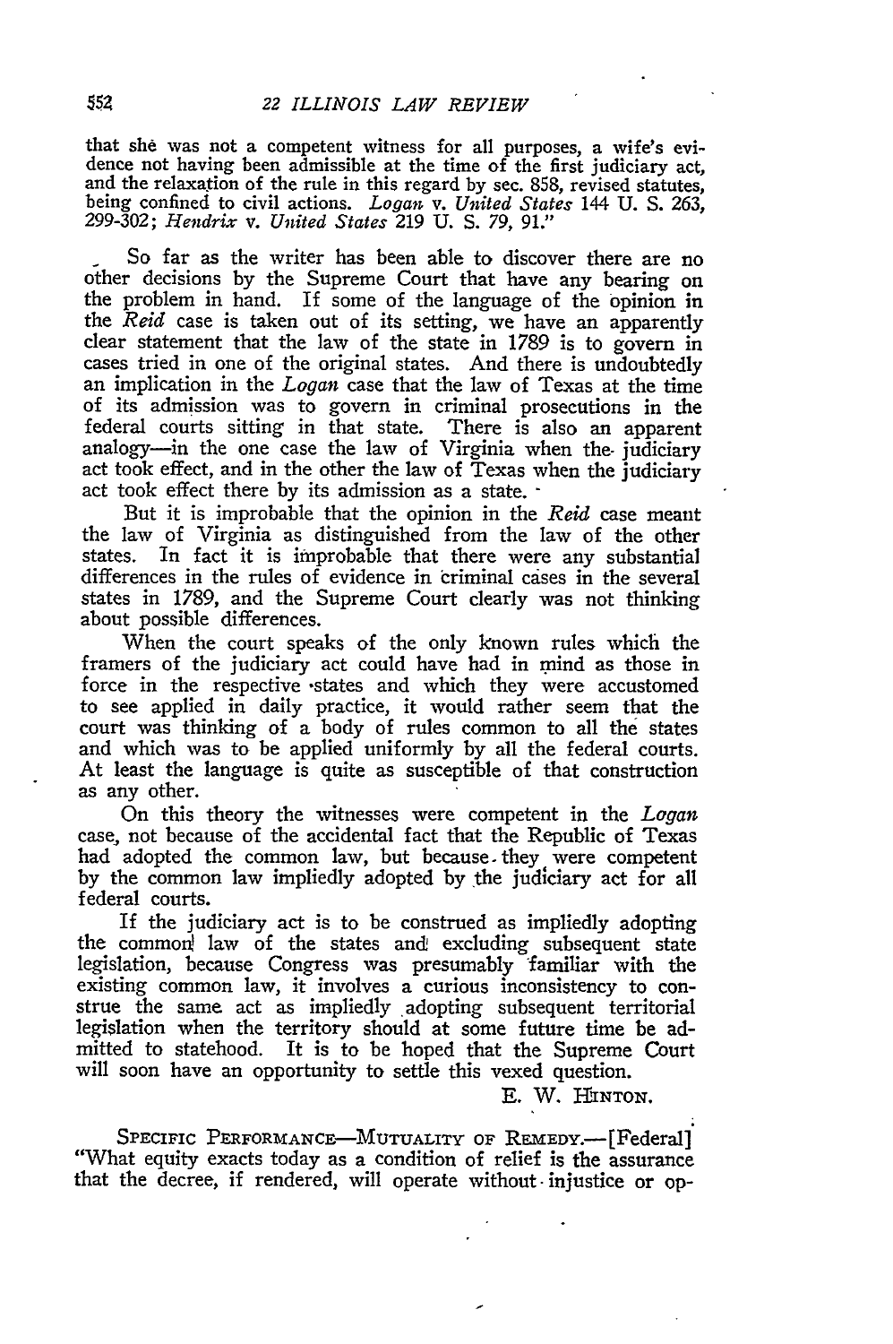that she was not a competent witness for all purposes, a wife's evidence not having been admissible at the time of the first judiciary act, and the relaxation of the rule in this regard by sec. 858, revised statutes, being confined to civil actions. *Logan* v. *United States* 144 U. S. 263, 299-302; *Hendrix* v. *United States* 219 U. S. 79, 91."

So far as the writer has been able to discover there are no other decisions by the Supreme Court that have any bearing on the problem in hand. If some of the language of the opinion in the *Reid* case is taken out of its setting, we have an apparently clear statement that the law of the state in 1789 is to govern in cases tried in one of the original states. And there is undoubtedly an implication in the *Logan* case that the law of Texas at the time of its admission was to govern in criminal prosecutions in the federal courts sitting in that state. There is also an apparent analogy—in the one case the law of Virginia when the judiciary act took effect, and in the other the law of Texas when the judiciary act took effect there by its admission as a state.

But it is improbable that the opinion in the *Reid* case meant the law of Virginia as distinguished from the law of the other states. In fact it is improbable that there were any substantial differences in the rules of evidence in criminal cases in the several states in 1789, and the Supreme Court clearly was not thinking about possible differences.

When the court speaks of the only known rules which the framers of the judiciary act could have had in mind as those in force in the respective states and which they were accustomed to see applied in daily practice, it would rather seem that the court was thinking of a body of rules common to all the states and which was to be applied uniformly by all the federal courts. At least the language is quite as susceptible of that construction as any other.

On this theory the witnesses were competent in the *Logan* case, not because of the accidental fact that the Republic of Texas had adopted the common law, but because they were competent by the common law impliedly adopted by the judiciary act for all federal courts.

If the judiciary act is to be construed as impliedly adopting the common law of the states and excluding subsequent state legislation, because Congress was presumably familiar with the existing common law, it involves a curious inconsistency to construe the same act as impliedly adopting subsequent territorial legislation when the territory should at some future time be admitted to statehood. It is to be hoped that the Supreme Court will soon have an opportunity to settle this vexed question.

E. W. HINTON.

SPECIFIC PERFORMANCE—MUTUALITY OF REMEDY.—[Federal] "What equity exacts today as a condition of relief is the assurance that the decree, if rendered, will operate without injustice or op-